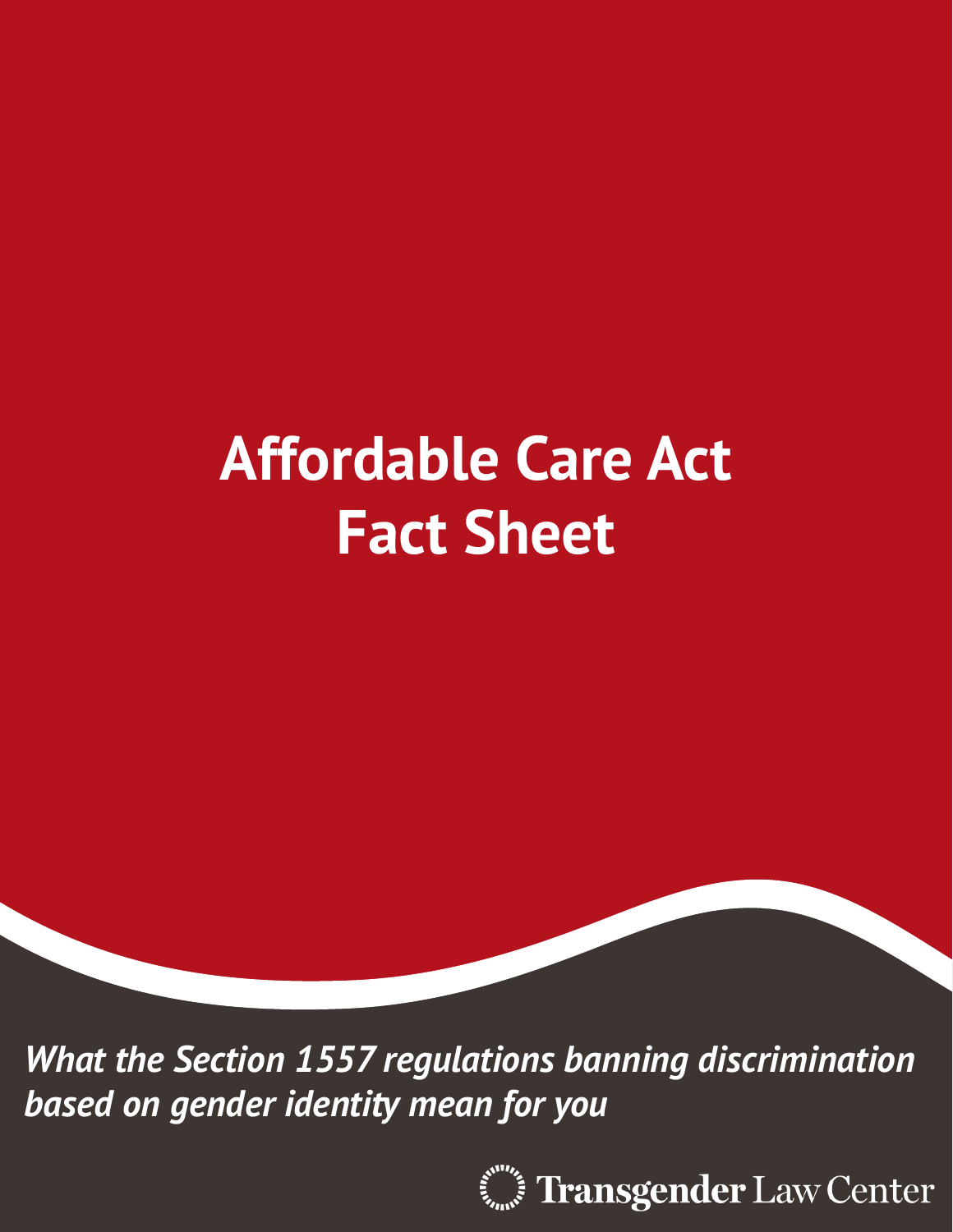# Affordable Care Act Fact Sheet

*What the Section 1557 regulations banning discrimination based on gender identity mean for you*

Transgender Law Center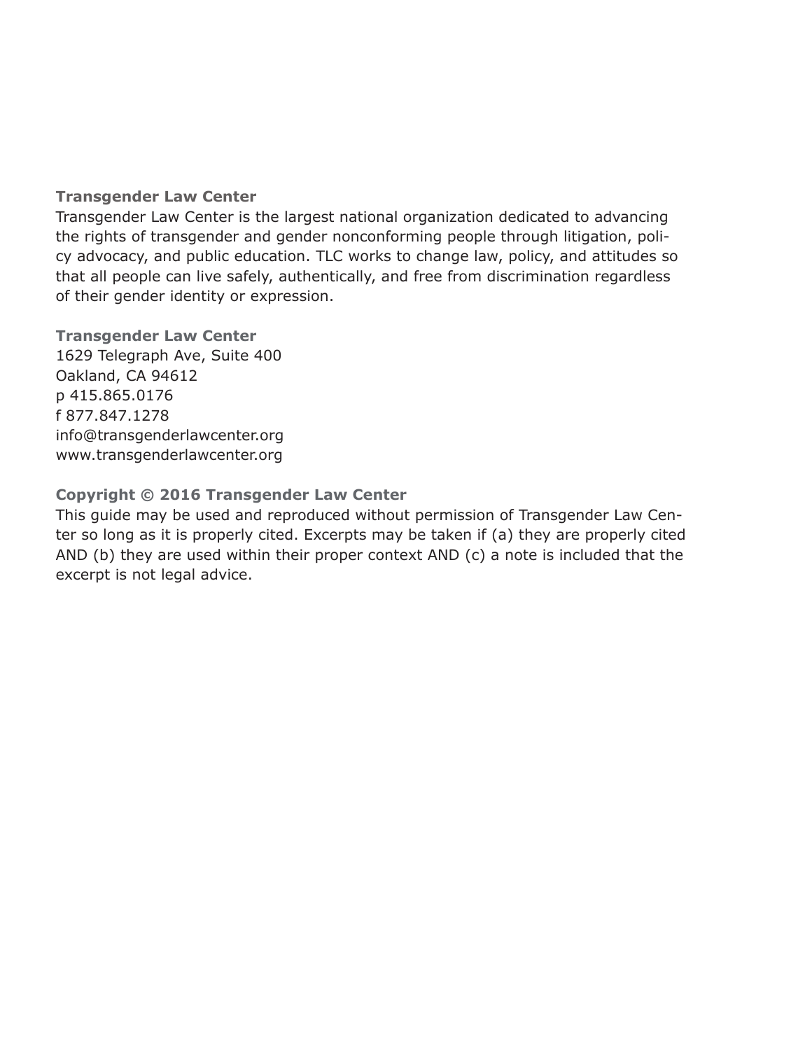**Transgender Law Center**

Transgender Law Center is the largest national organization dedicated to advancing the rights of transgender and gender nonconforming people through litigation, policy advocacy, and public education. TLC works to change law, policy, and attitudes so that all people can live safely, authentically, and free from discrimination regardless of their gender identity or expression.

**Transgender Law Center**
1629 Telegraph Ave, Suite 400
Oakland, CA 94612
p 415.865.0176
f 877.847.1278
info@transgenderlawcenter.org
www.transgenderlawcenter.org

**Copyright © 2016 Transgender Law Center**

This guide may be used and reproduced without permission of Transgender Law Center so long as it is properly cited. Excerpts may be taken if (a) they are properly cited AND (b) they are used within their proper context AND (c) a note is included that the excerpt is not legal advice.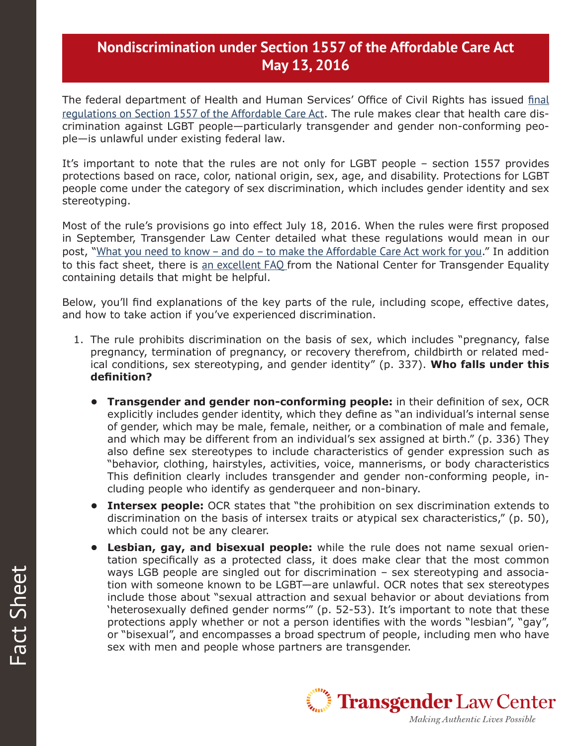# Nondiscrimination under Section 1557 of the Affordable Care Act
# May 13, 2016

The federal department of Health and Human Services' Office of Civil Rights has issued final regulations on Section 1557 of the Affordable Care Act. The rule makes clear that health care discrimination against LGBT people—particularly transgender and gender non-conforming people—is unlawful under existing federal law.

It's important to note that the rules are not only for LGBT people – section 1557 provides protections based on race, color, national origin, sex, age, and disability. Protections for LGBT people come under the category of sex discrimination, which includes gender identity and sex stereotyping.

Most of the rule's provisions go into effect July 18, 2016. When the rules were first proposed in September, Transgender Law Center detailed what these regulations would mean in our post, "What you need to know – and do – to make the Affordable Care Act work for you." In addition to this fact sheet, there is an excellent FAQ from the National Center for Transgender Equality containing details that might be helpful.

Below, you'll find explanations of the key parts of the rule, including scope, effective dates, and how to take action if you've experienced discrimination.

1. The rule prohibits discrimination on the basis of sex, which includes "pregnancy, false pregnancy, termination of pregnancy, or recovery therefrom, childbirth or related medical conditions, sex stereotyping, and gender identity" (p. 337). **Who falls under this definition?**

   - **Transgender and gender non-conforming people:** in their definition of sex, OCR explicitly includes gender identity, which they define as "an individual's internal sense of gender, which may be male, female, neither, or a combination of male and female, and which may be different from an individual's sex assigned at birth." (p. 336) They also define sex stereotypes to include characteristics of gender expression such as "behavior, clothing, hairstyles, activities, voice, mannerisms, or body characteristics This definition clearly includes transgender and gender non-conforming people, including people who identify as genderqueer and non-binary.
   - **Intersex people:** OCR states that "the prohibition on sex discrimination extends to discrimination on the basis of intersex traits or atypical sex characteristics," (p. 50), which could not be any clearer.
   - **Lesbian, gay, and bisexual people:** while the rule does not name sexual orientation specifically as a protected class, it does make clear that the most common ways LGB people are singled out for discrimination – sex stereotyping and association with someone known to be LGBT—are unlawful. OCR notes that sex stereotypes include those about "sexual attraction and sexual behavior or about deviations from 'heterosexually defined gender norms'" (p. 52-53). It's important to note that these protections apply whether or not a person identifies with the words "lesbian", "gay", or "bisexual", and encompasses a broad spectrum of people, including men who have sex with men and people whose partners are transgender.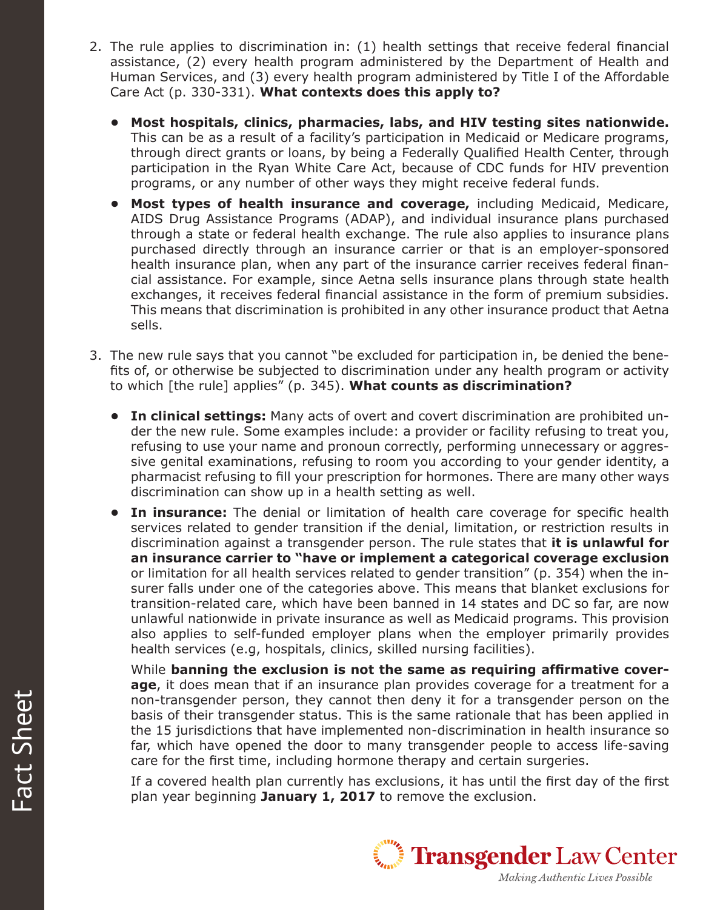2. The rule applies to discrimination in: (1) health settings that receive federal financial assistance, (2) every health program administered by the Department of Health and Human Services, and (3) every health program administered by Title I of the Affordable Care Act (p. 330-331). **What contexts does this apply to?**

    - **Most hospitals, clinics, pharmacies, labs, and HIV testing sites nationwide.** This can be as a result of a facility's participation in Medicaid or Medicare programs, through direct grants or loans, by being a Federally Qualified Health Center, through participation in the Ryan White Care Act, because of CDC funds for HIV prevention programs, or any number of other ways they might receive federal funds.
    - **Most types of health insurance and coverage,** including Medicaid, Medicare, AIDS Drug Assistance Programs (ADAP), and individual insurance plans purchased through a state or federal health exchange. The rule also applies to insurance plans purchased directly through an insurance carrier or that is an employer-sponsored health insurance plan, when any part of the insurance carrier receives federal financial assistance. For example, since Aetna sells insurance plans through state health exchanges, it receives federal financial assistance in the form of premium subsidies. This means that discrimination is prohibited in any other insurance product that Aetna sells.

3. The new rule says that you cannot "be excluded for participation in, be denied the benefits of, or otherwise be subjected to discrimination under any health program or activity to which [the rule] applies" (p. 345). **What counts as discrimination?**

    - **In clinical settings:** Many acts of overt and covert discrimination are prohibited under the new rule. Some examples include: a provider or facility refusing to treat you, refusing to use your name and pronoun correctly, performing unnecessary or aggressive genital examinations, refusing to room you according to your gender identity, a pharmacist refusing to fill your prescription for hormones. There are many other ways discrimination can show up in a health setting as well.
    - **In insurance:** The denial or limitation of health care coverage for specific health services related to gender transition if the denial, limitation, or restriction results in discrimination against a transgender person. The rule states that **it is unlawful for an insurance carrier to "have or implement a categorical coverage exclusion** or limitation for all health services related to gender transition" (p. 354) when the insurer falls under one of the categories above. This means that blanket exclusions for transition-related care, which have been banned in 14 states and DC so far, are now unlawful nationwide in private insurance as well as Medicaid programs. This provision also applies to self-funded employer plans when the employer primarily provides health services (e.g, hospitals, clinics, skilled nursing facilities).

      While **banning the exclusion is not the same as requiring affirmative coverage**, it does mean that if an insurance plan provides coverage for a treatment for a non-transgender person, they cannot then deny it for a transgender person on the basis of their transgender status. This is the same rationale that has been applied in the 15 jurisdictions that have implemented non-discrimination in health insurance so far, which have opened the door to many transgender people to access life-saving care for the first time, including hormone therapy and certain surgeries.

      If a covered health plan currently has exclusions, it has until the first day of the first plan year beginning **January 1, 2017** to remove the exclusion.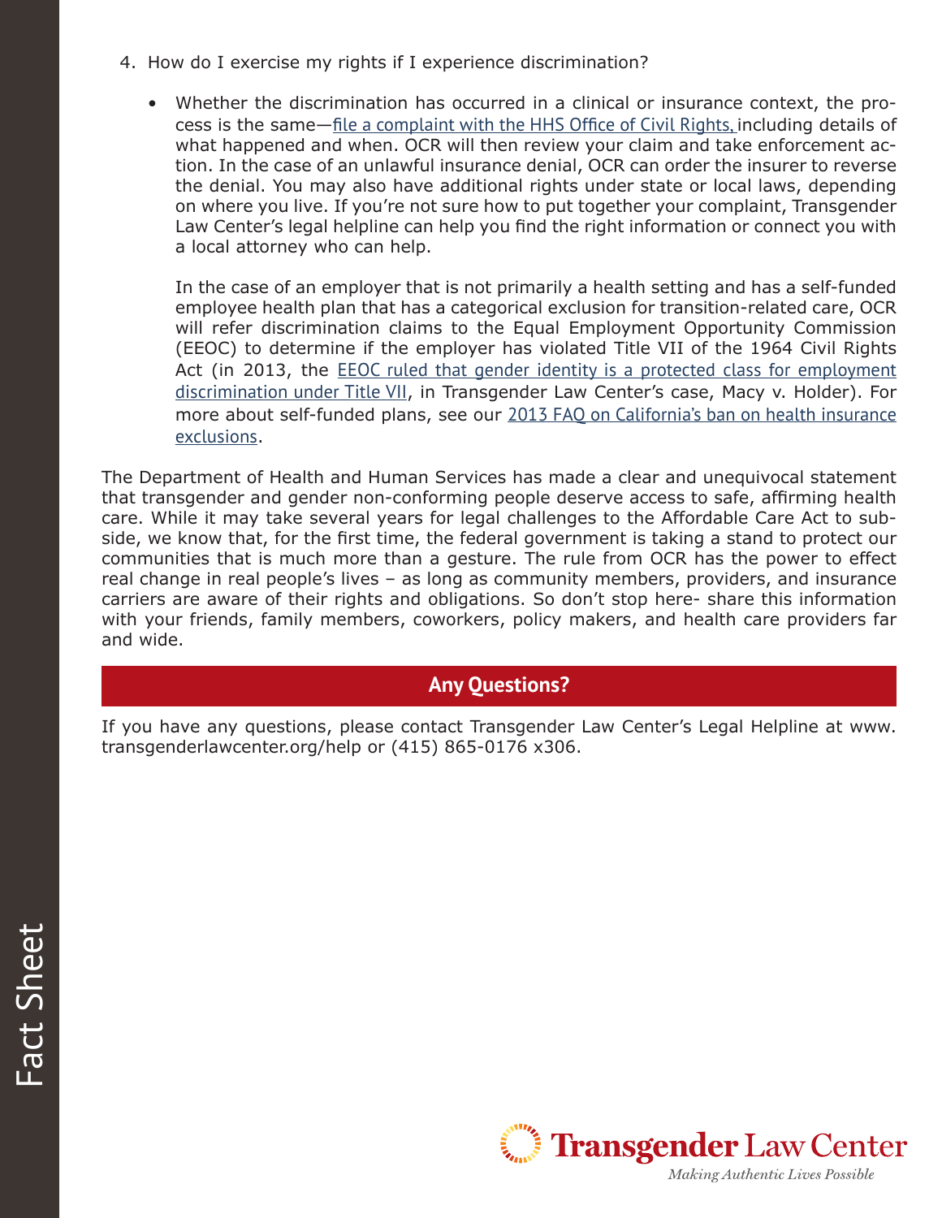4. How do I exercise my rights if I experience discrimination?

   - Whether the discrimination has occurred in a clinical or insurance context, the process is the same—file a complaint with the HHS Office of Civil Rights, including details of what happened and when. OCR will then review your claim and take enforcement action. In the case of an unlawful insurance denial, OCR can order the insurer to reverse the denial. You may also have additional rights under state or local laws, depending on where you live. If you're not sure how to put together your complaint, Transgender Law Center's legal helpline can help you find the right information or connect you with a local attorney who can help.

     In the case of an employer that is not primarily a health setting and has a self-funded employee health plan that has a categorical exclusion for transition-related care, OCR will refer discrimination claims to the Equal Employment Opportunity Commission (EEOC) to determine if the employer has violated Title VII of the 1964 Civil Rights Act (in 2013, the EEOC ruled that gender identity is a protected class for employment discrimination under Title VII, in Transgender Law Center's case, Macy v. Holder). For more about self-funded plans, see our 2013 FAQ on California's ban on health insurance exclusions.

The Department of Health and Human Services has made a clear and unequivocal statement that transgender and gender non-conforming people deserve access to safe, affirming health care. While it may take several years for legal challenges to the Affordable Care Act to subside, we know that, for the first time, the federal government is taking a stand to protect our communities that is much more than a gesture. The rule from OCR has the power to effect real change in real people's lives – as long as community members, providers, and insurance carriers are aware of their rights and obligations. So don't stop here- share this information with your friends, family members, coworkers, policy makers, and health care providers far and wide.

## Any Questions?

If you have any questions, please contact Transgender Law Center's Legal Helpline at www.transgenderlawcenter.org/help or (415) 865-0176 x306.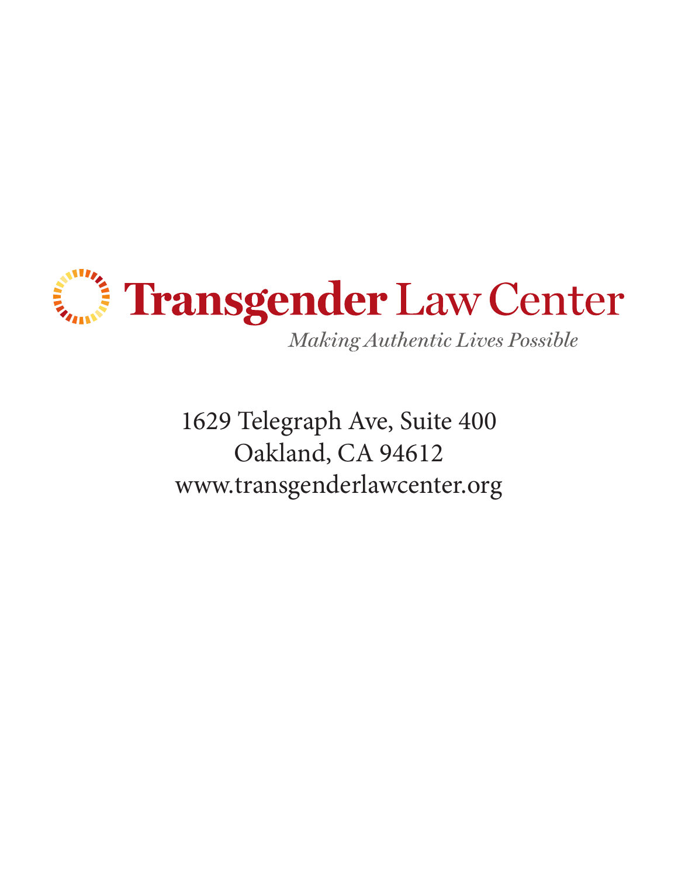**Transgender** Law Center

*Making Authentic Lives Possible*

1629 Telegraph Ave, Suite 400
Oakland, CA 94612
www.transgenderlawcenter.org